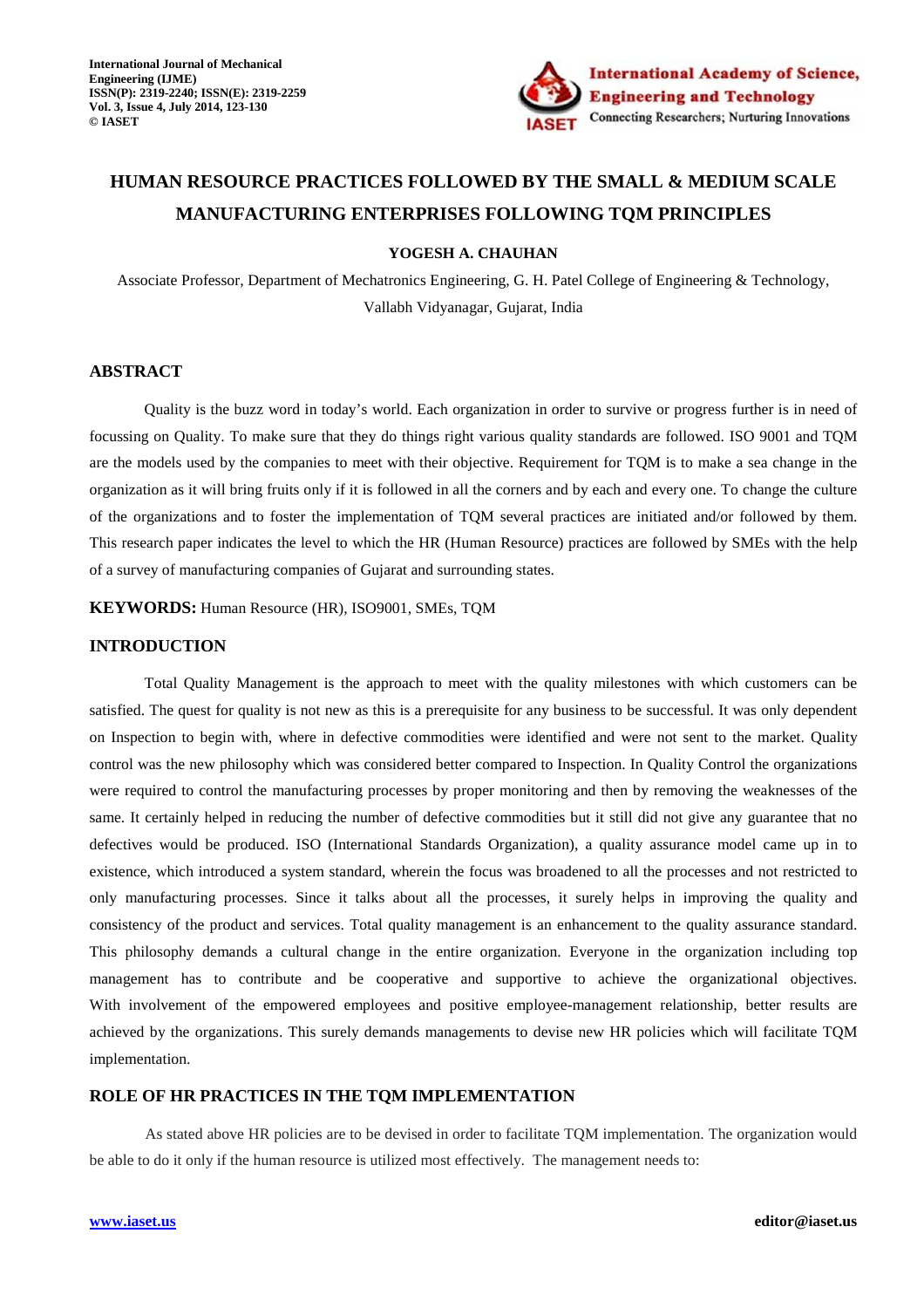# HUMAN RESOURCE PRACTICES FOLLOWED BY THE SMALL & MEDIUM SCALE MANUFACTURING ENTERPRISES FOLLOWING TQM PRINCIPLES

**YOGESH A. CHAUHAN**

Associate Professor, Department of Mechatronics Engineering, G. H. Patel College of Engineering & Technology, Vallabh Vidyanagar, Gujarat, India

## ABSTRACT

Quality is the buzz word in today's world. Each organization in order to survive or progress further is in need of focussing on Quality. To make sure that they do things right various quality standards are followed. ISO 9001 and TQM are the models used by the companies to meet with their objective. Requirement for TQM is to make a sea change in the organization as it will bring fruits only if it is followed in all the corners and by each and every one. To change the culture of the organizations and to foster the implementation of TQM several practices are initiated and/or followed by them. This research paper indicates the level to which the HR (Human Resource) practices are followed by SMEs with the help of a survey of manufacturing companies of Gujarat and surrounding states.

**KEYWORDS:** Human Resource (HR), ISO9001, SMEs, TQM

## INTRODUCTION

Total Quality Management is the approach to meet with the quality milestones with which customers can be satisfied. The quest for quality is not new as this is a prerequisite for any business to be successful. It was only dependent on Inspection to begin with, where in defective commodities were identified and were not sent to the market. Quality control was the new philosophy which was considered better compared to Inspection. In Quality Control the organizations were required to control the manufacturing processes by proper monitoring and then by removing the weaknesses of the same. It certainly helped in reducing the number of defective commodities but it still did not give any guarantee that no defectives would be produced. ISO (International Standards Organization), a quality assurance model came up in to existence, which introduced a system standard, wherein the focus was broadened to all the processes and not restricted to only manufacturing processes. Since it talks about all the processes, it surely helps in improving the quality and consistency of the product and services. Total quality management is an enhancement to the quality assurance standard. This philosophy demands a cultural change in the entire organization. Everyone in the organization including top management has to contribute and be cooperative and supportive to achieve the organizational objectives. With involvement of the empowered employees and positive employee-management relationship, better results are achieved by the organizations. This surely demands managements to devise new HR policies which will facilitate TQM implementation.

## ROLE OF HR PRACTICES IN THE TQM IMPLEMENTATION

As stated above HR policies are to be devised in order to facilitate TQM implementation. The organization would be able to do it only if the human resource is utilized most effectively. The management needs to: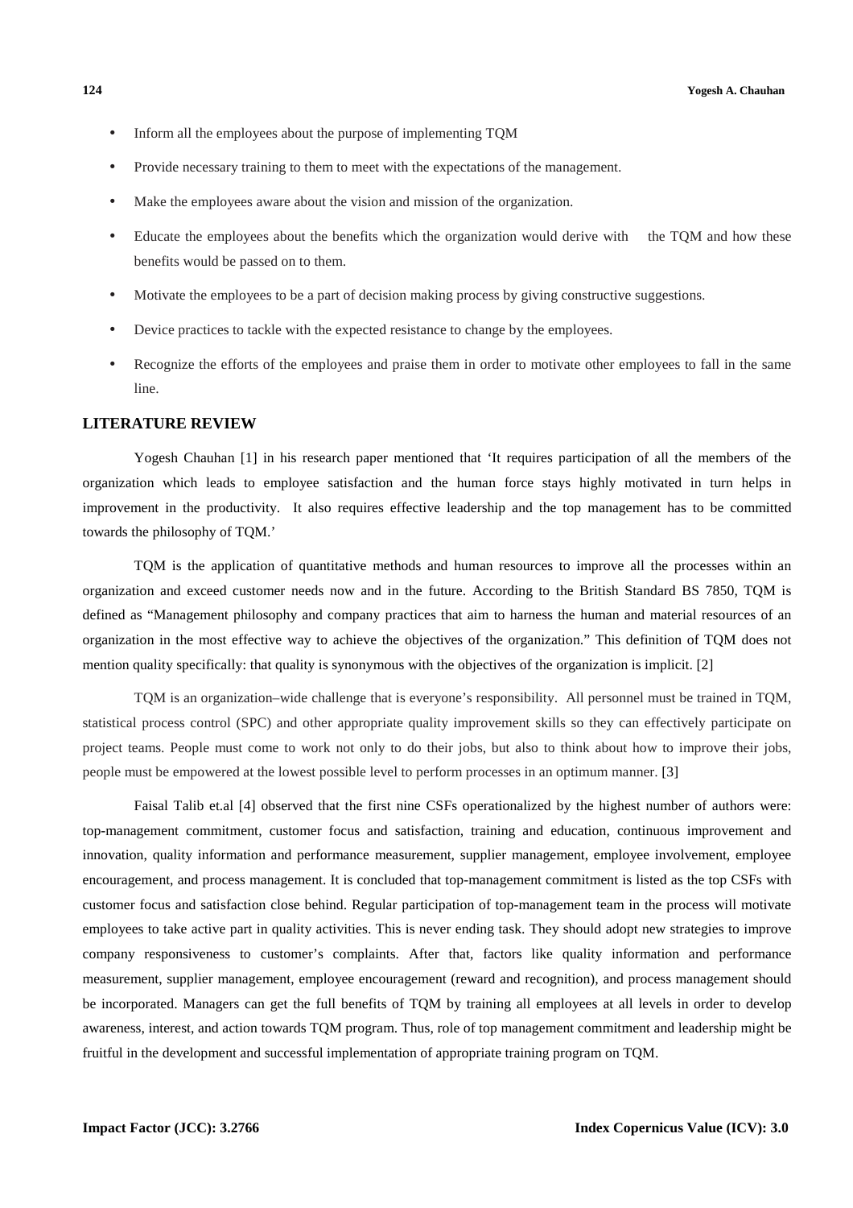- Inform all the employees about the purpose of implementing TQM
- Provide necessary training to them to meet with the expectations of the management.
- Make the employees aware about the vision and mission of the organization.
- Educate the employees about the benefits which the organization would derive with the TQM and how these benefits would be passed on to them.
- Motivate the employees to be a part of decision making process by giving constructive suggestions.
- Device practices to tackle with the expected resistance to change by the employees.
- Recognize the efforts of the employees and praise them in order to motivate other employees to fall in the same line.

## LITERATURE REVIEW

Yogesh Chauhan [1] in his research paper mentioned that 'It requires participation of all the members of the organization which leads to employee satisfaction and the human force stays highly motivated in turn helps in improvement in the productivity. It also requires effective leadership and the top management has to be committed towards the philosophy of TQM.'

TQM is the application of quantitative methods and human resources to improve all the processes within an organization and exceed customer needs now and in the future. According to the British Standard BS 7850, TQM is defined as "Management philosophy and company practices that aim to harness the human and material resources of an organization in the most effective way to achieve the objectives of the organization." This definition of TQM does not mention quality specifically: that quality is synonymous with the objectives of the organization is implicit. [2]

TQM is an organization–wide challenge that is everyone's responsibility. All personnel must be trained in TQM, statistical process control (SPC) and other appropriate quality improvement skills so they can effectively participate on project teams. People must come to work not only to do their jobs, but also to think about how to improve their jobs, people must be empowered at the lowest possible level to perform processes in an optimum manner. [3]

Faisal Talib et.al [4] observed that the first nine CSFs operationalized by the highest number of authors were: top-management commitment, customer focus and satisfaction, training and education, continuous improvement and innovation, quality information and performance measurement, supplier management, employee involvement, employee encouragement, and process management. It is concluded that top-management commitment is listed as the top CSFs with customer focus and satisfaction close behind. Regular participation of top-management team in the process will motivate employees to take active part in quality activities. This is never ending task. They should adopt new strategies to improve company responsiveness to customer's complaints. After that, factors like quality information and performance measurement, supplier management, employee encouragement (reward and recognition), and process management should be incorporated. Managers can get the full benefits of TQM by training all employees at all levels in order to develop awareness, interest, and action towards TQM program. Thus, role of top management commitment and leadership might be fruitful in the development and successful implementation of appropriate training program on TQM.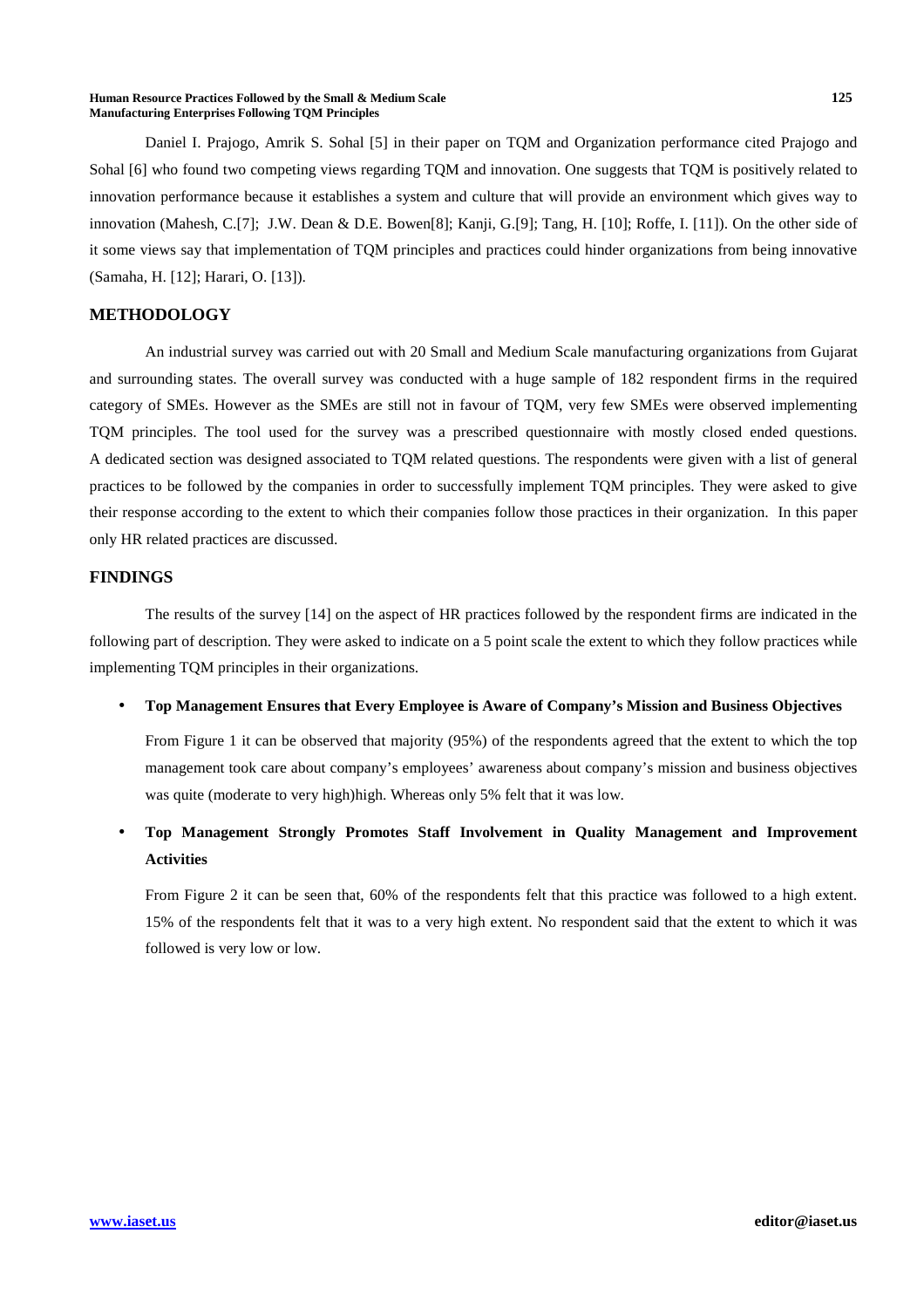Daniel I. Prajogo, Amrik S. Sohal [5] in their paper on TQM and Organization performance cited Prajogo and Sohal [6] who found two competing views regarding TQM and innovation. One suggests that TQM is positively related to innovation performance because it establishes a system and culture that will provide an environment which gives way to innovation (Mahesh, C.[7]; J.W. Dean & D.E. Bowen[8]; Kanji, G.[9]; Tang, H. [10]; Roffe, I. [11]). On the other side of it some views say that implementation of TQM principles and practices could hinder organizations from being innovative (Samaha, H. [12]; Harari, O. [13]).

## METHODOLOGY

An industrial survey was carried out with 20 Small and Medium Scale manufacturing organizations from Gujarat and surrounding states. The overall survey was conducted with a huge sample of 182 respondent firms in the required category of SMEs. However as the SMEs are still not in favour of TQM, very few SMEs were observed implementing TQM principles. The tool used for the survey was a prescribed questionnaire with mostly closed ended questions. A dedicated section was designed associated to TQM related questions. The respondents were given with a list of general practices to be followed by the companies in order to successfully implement TQM principles. They were asked to give their response according to the extent to which their companies follow those practices in their organization. In this paper only HR related practices are discussed.

## FINDINGS

The results of the survey [14] on the aspect of HR practices followed by the respondent firms are indicated in the following part of description. They were asked to indicate on a 5 point scale the extent to which they follow practices while implementing TQM principles in their organizations.

- **Top Management Ensures that Every Employee is Aware of Company's Mission and Business Objectives**

  From Figure 1 it can be observed that majority (95%) of the respondents agreed that the extent to which the top management took care about company's employees' awareness about company's mission and business objectives was quite (moderate to very high)high. Whereas only 5% felt that it was low.

- **Top Management Strongly Promotes Staff Involvement in Quality Management and Improvement Activities**

  From Figure 2 it can be seen that, 60% of the respondents felt that this practice was followed to a high extent. 15% of the respondents felt that it was to a very high extent. No respondent said that the extent to which it was followed is very low or low.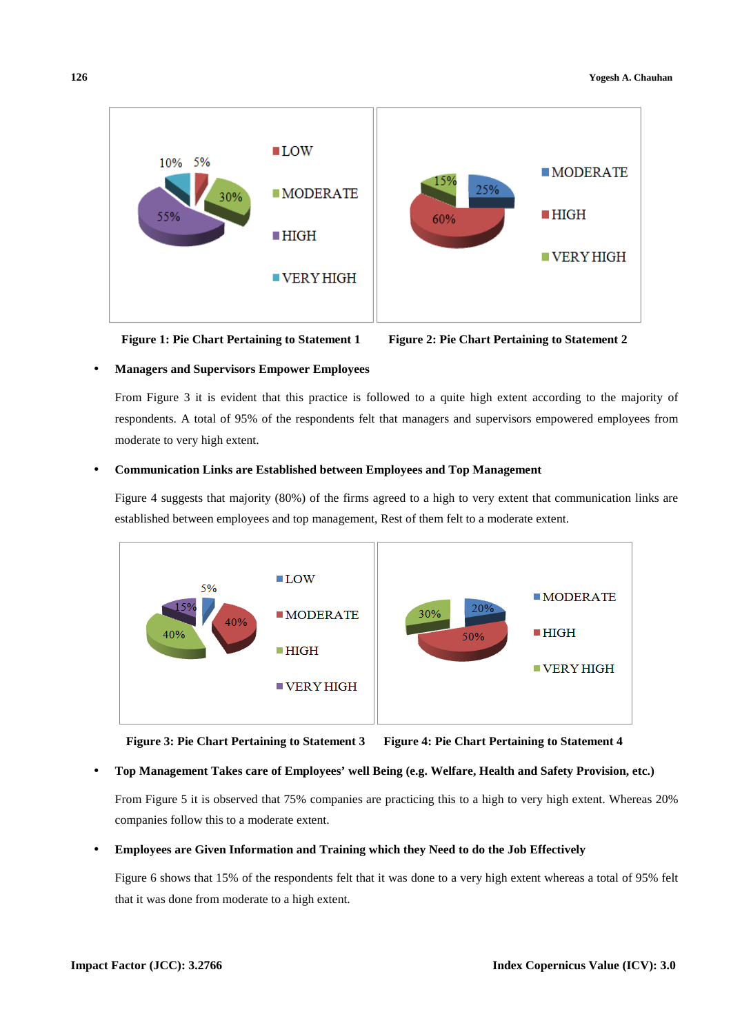Figure 1: Pie Chart Pertaining to Statement 1

Figure 2: Pie Chart Pertaining to Statement 2

- **Managers and Supervisors Empower Employees**

  From Figure 3 it is evident that this practice is followed to a quite high extent according to the majority of respondents. A total of 95% of the respondents felt that managers and supervisors empowered employees from moderate to very high extent.

- **Communication Links are Established between Employees and Top Management**

  Figure 4 suggests that majority (80%) of the firms agreed to a high to very extent that communication links are established between employees and top management, Rest of them felt to a moderate extent.

Figure 3: Pie Chart Pertaining to Statement 3

Figure 4: Pie Chart Pertaining to Statement 4

- **Top Management Takes care of Employees' well Being (e.g. Welfare, Health and Safety Provision, etc.)**

  From Figure 5 it is observed that 75% companies are practicing this to a high to very high extent. Whereas 20% companies follow this to a moderate extent.

- **Employees are Given Information and Training which they Need to do the Job Effectively**

  Figure 6 shows that 15% of the respondents felt that it was done to a very high extent whereas a total of 95% felt that it was done from moderate to a high extent.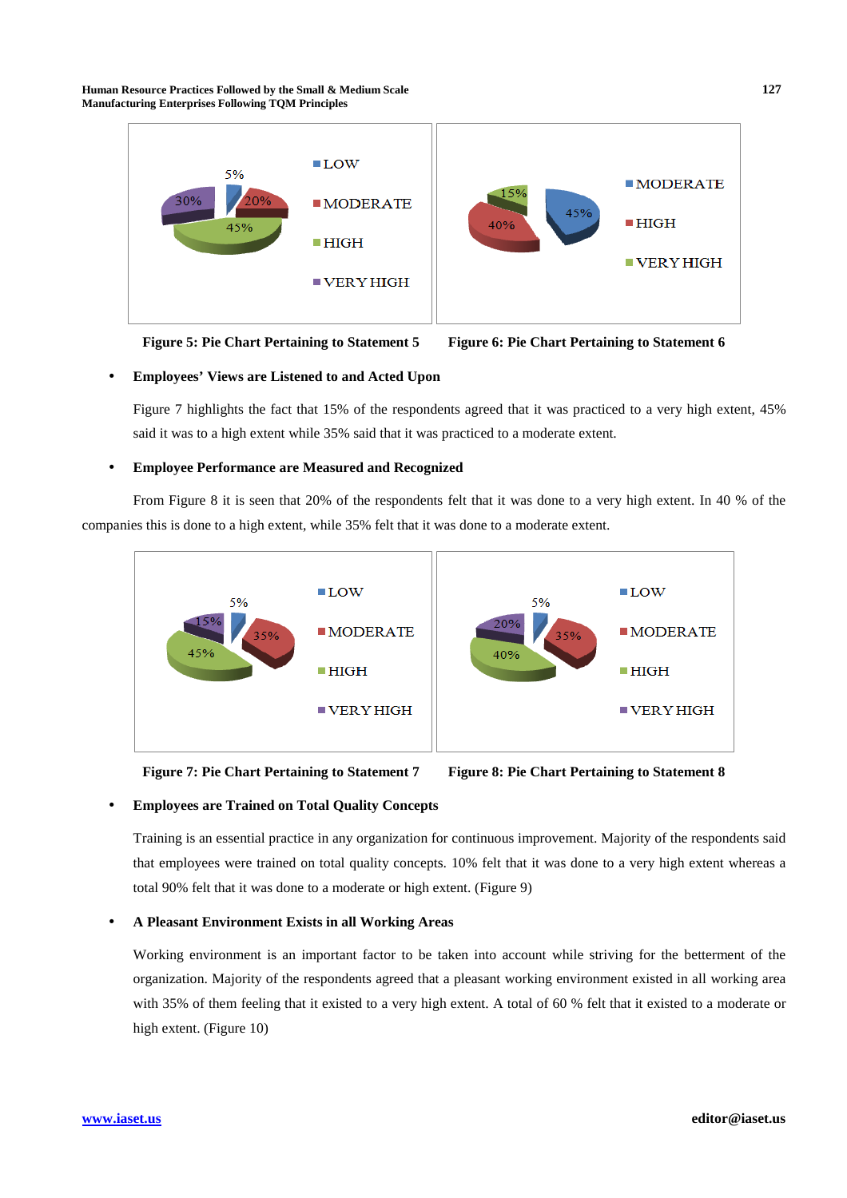Figure 5: Pie Chart Pertaining to Statement 5

Figure 6: Pie Chart Pertaining to Statement 6

- **Employees' Views are Listened to and Acted Upon**

Figure 7 highlights the fact that 15% of the respondents agreed that it was practiced to a very high extent, 45% said it was to a high extent while 35% said that it was practiced to a moderate extent.

- **Employee Performance are Measured and Recognized**

From Figure 8 it is seen that 20% of the respondents felt that it was done to a very high extent. In 40 % of the companies this is done to a high extent, while 35% felt that it was done to a moderate extent.

Figure 7: Pie Chart Pertaining to Statement 7

Figure 8: Pie Chart Pertaining to Statement 8

- **Employees are Trained on Total Quality Concepts**

Training is an essential practice in any organization for continuous improvement. Majority of the respondents said that employees were trained on total quality concepts. 10% felt that it was done to a very high extent whereas a total 90% felt that it was done to a moderate or high extent. (Figure 9)

- **A Pleasant Environment Exists in all Working Areas**

Working environment is an important factor to be taken into account while striving for the betterment of the organization. Majority of the respondents agreed that a pleasant working environment existed in all working area with 35% of them feeling that it existed to a very high extent. A total of 60 % felt that it existed to a moderate or high extent. (Figure 10)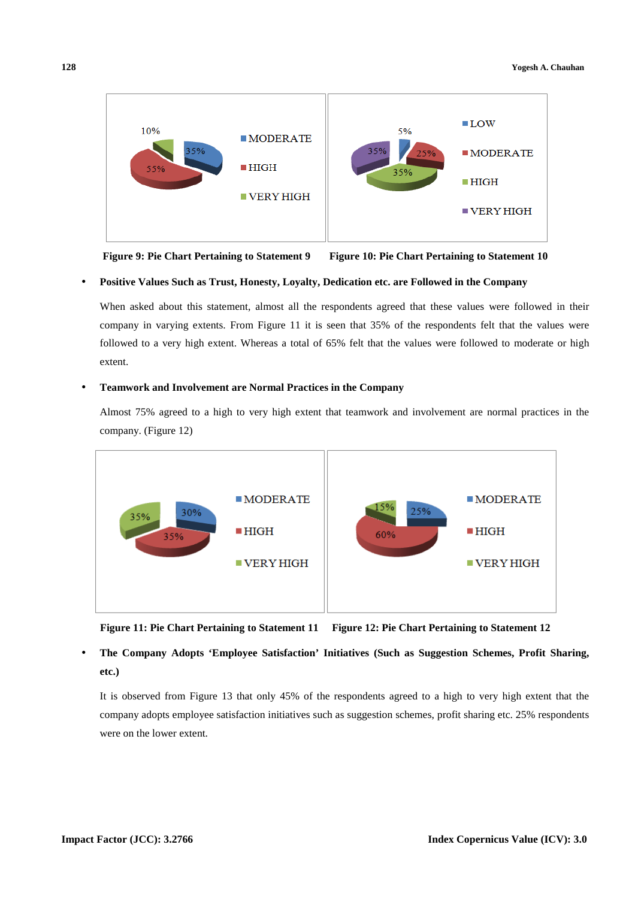Figure 9: Pie Chart Pertaining to Statement 9

Figure 10: Pie Chart Pertaining to Statement 10

- **Positive Values Such as Trust, Honesty, Loyalty, Dedication etc. are Followed in the Company**

When asked about this statement, almost all the respondents agreed that these values were followed in their company in varying extents. From Figure 11 it is seen that 35% of the respondents felt that the values were followed to a very high extent. Whereas a total of 65% felt that the values were followed to moderate or high extent.

- **Teamwork and Involvement are Normal Practices in the Company**

Almost 75% agreed to a high to very high extent that teamwork and involvement are normal practices in the company. (Figure 12)

Figure 11: Pie Chart Pertaining to Statement 11

Figure 12: Pie Chart Pertaining to Statement 12

- **The Company Adopts 'Employee Satisfaction' Initiatives (Such as Suggestion Schemes, Profit Sharing, etc.)**

It is observed from Figure 13 that only 45% of the respondents agreed to a high to very high extent that the company adopts employee satisfaction initiatives such as suggestion schemes, profit sharing etc. 25% respondents were on the lower extent.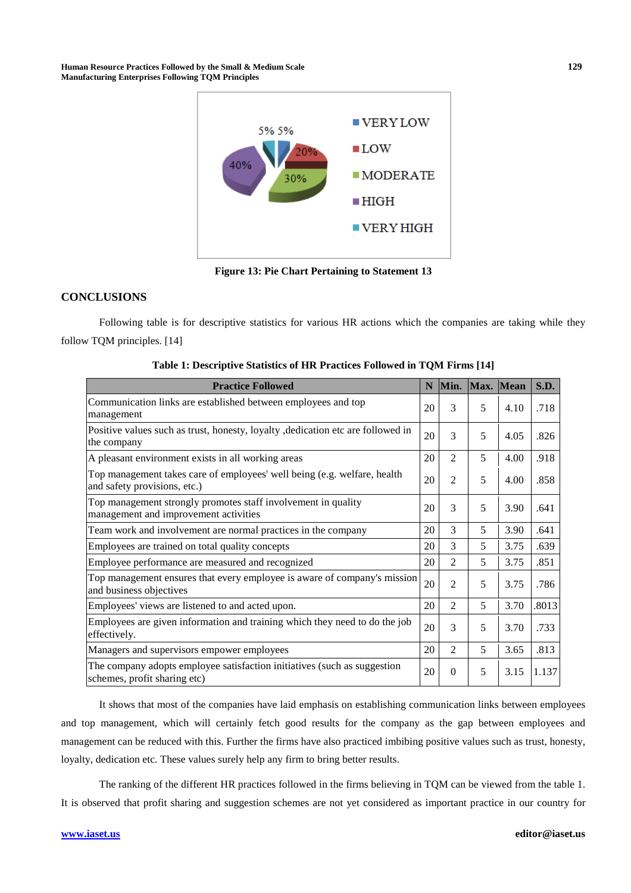Figure 13: Pie Chart Pertaining to Statement 13

## CONCLUSIONS

Following table is for descriptive statistics for various HR actions which the companies are taking while they follow TQM principles. [14]

**Table 1: Descriptive Statistics of HR Practices Followed in TQM Firms [14]**

| Practice Followed | N | Min. | Max. | Mean | S.D. |
|---|---|---|---|---|---|
| Communication links are established between employees and top management | 20 | 3 | 5 | 4.10 | .718 |
| Positive values such as trust, honesty, loyalty ,dedication etc are followed in the company | 20 | 3 | 5 | 4.05 | .826 |
| A pleasant environment exists in all working areas | 20 | 2 | 5 | 4.00 | .918 |
| Top management takes care of employees' well being (e.g. welfare, health and safety provisions, etc.) | 20 | 2 | 5 | 4.00 | .858 |
| Top management strongly promotes staff involvement in quality management and improvement activities | 20 | 3 | 5 | 3.90 | .641 |
| Team work and involvement are normal practices in the company | 20 | 3 | 5 | 3.90 | .641 |
| Employees are trained on total quality concepts | 20 | 3 | 5 | 3.75 | .639 |
| Employee performance are measured and recognized | 20 | 2 | 5 | 3.75 | .851 |
| Top management ensures that every employee is aware of company's mission and business objectives | 20 | 2 | 5 | 3.75 | .786 |
| Employees' views are listened to and acted upon. | 20 | 2 | 5 | 3.70 | .8013 |
| Employees are given information and training which they need to do the job effectively. | 20 | 3 | 5 | 3.70 | .733 |
| Managers and supervisors empower employees | 20 | 2 | 5 | 3.65 | .813 |
| The company adopts employee satisfaction initiatives (such as suggestion schemes, profit sharing etc) | 20 | 0 | 5 | 3.15 | 1.137 |

It shows that most of the companies have laid emphasis on establishing communication links between employees and top management, which will certainly fetch good results for the company as the gap between employees and management can be reduced with this. Further the firms have also practiced imbibing positive values such as trust, honesty, loyalty, dedication etc. These values surely help any firm to bring better results.

The ranking of the different HR practices followed in the firms believing in TQM can be viewed from the table 1. It is observed that profit sharing and suggestion schemes are not yet considered as important practice in our country for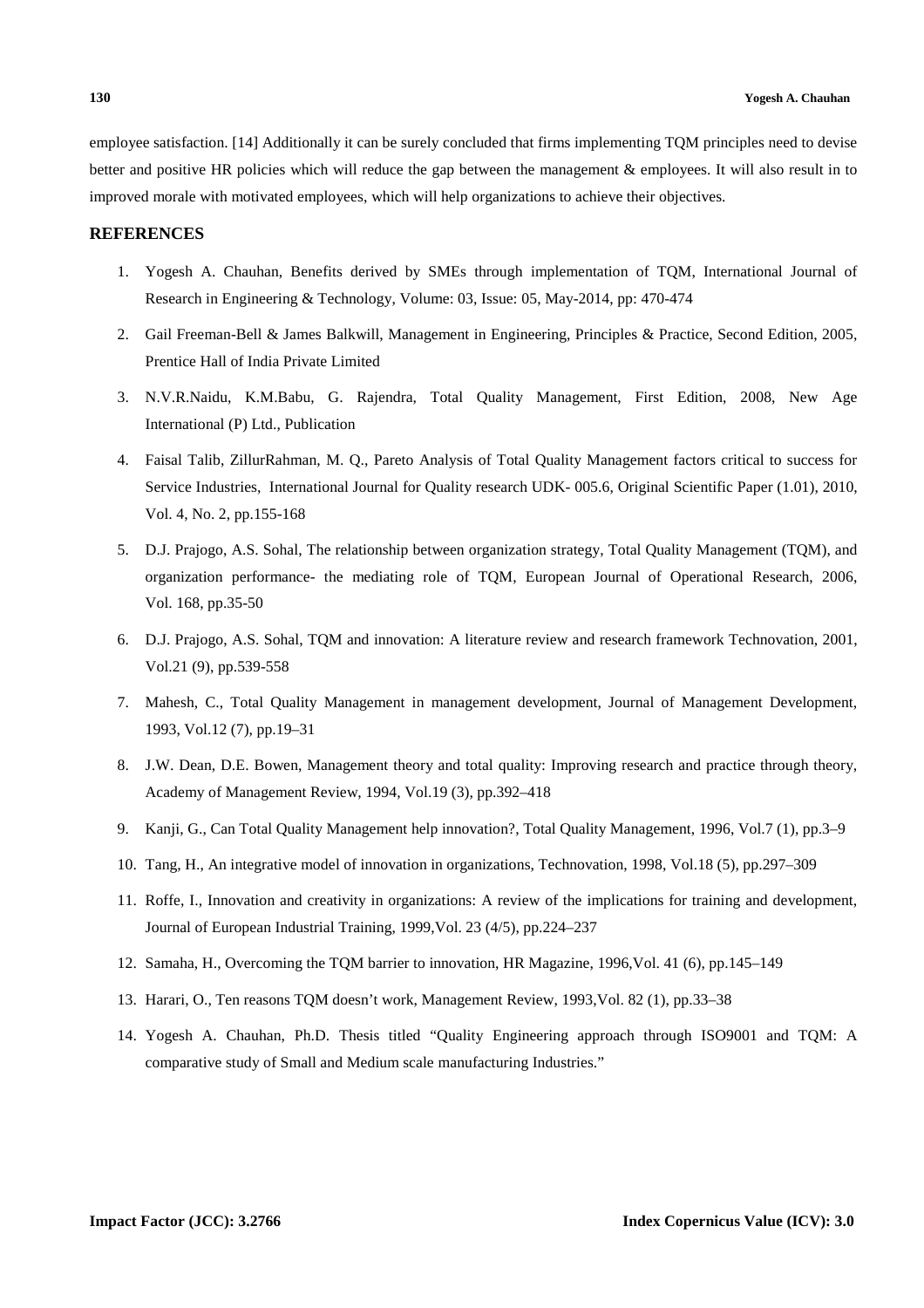employee satisfaction. [14] Additionally it can be surely concluded that firms implementing TQM principles need to devise better and positive HR policies which will reduce the gap between the management & employees. It will also result in to improved morale with motivated employees, which will help organizations to achieve their objectives.

## REFERENCES

1. Yogesh A. Chauhan, Benefits derived by SMEs through implementation of TQM, International Journal of Research in Engineering & Technology, Volume: 03, Issue: 05, May-2014, pp: 470-474
2. Gail Freeman-Bell & James Balkwill, Management in Engineering, Principles & Practice, Second Edition, 2005, Prentice Hall of India Private Limited
3. N.V.R.Naidu, K.M.Babu, G. Rajendra, Total Quality Management, First Edition, 2008, New Age International (P) Ltd., Publication
4. Faisal Talib, ZillurRahman, M. Q., Pareto Analysis of Total Quality Management factors critical to success for Service Industries, International Journal for Quality research UDK- 005.6, Original Scientific Paper (1.01), 2010, Vol. 4, No. 2, pp.155-168
5. D.J. Prajogo, A.S. Sohal, The relationship between organization strategy, Total Quality Management (TQM), and organization performance- the mediating role of TQM, European Journal of Operational Research, 2006, Vol. 168, pp.35-50
6. D.J. Prajogo, A.S. Sohal, TQM and innovation: A literature review and research framework Technovation, 2001, Vol.21 (9), pp.539-558
7. Mahesh, C., Total Quality Management in management development, Journal of Management Development, 1993, Vol.12 (7), pp.19–31
8. J.W. Dean, D.E. Bowen, Management theory and total quality: Improving research and practice through theory, Academy of Management Review, 1994, Vol.19 (3), pp.392–418
9. Kanji, G., Can Total Quality Management help innovation?, Total Quality Management, 1996, Vol.7 (1), pp.3–9
10. Tang, H., An integrative model of innovation in organizations, Technovation, 1998, Vol.18 (5), pp.297–309
11. Roffe, I., Innovation and creativity in organizations: A review of the implications for training and development, Journal of European Industrial Training, 1999,Vol. 23 (4/5), pp.224–237
12. Samaha, H., Overcoming the TQM barrier to innovation, HR Magazine, 1996,Vol. 41 (6), pp.145–149
13. Harari, O., Ten reasons TQM doesn't work, Management Review, 1993,Vol. 82 (1), pp.33–38
14. Yogesh A. Chauhan, Ph.D. Thesis titled "Quality Engineering approach through ISO9001 and TQM: A comparative study of Small and Medium scale manufacturing Industries."